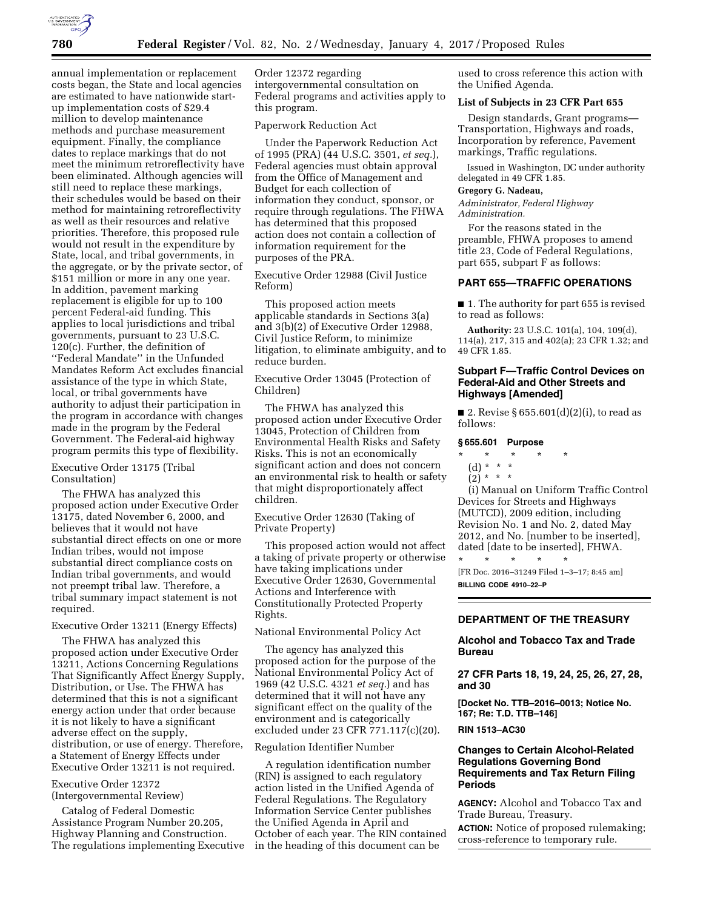annual implementation or replacement costs began, the State and local agencies are estimated to have nationwide start-up implementation costs of $29.4 million to develop maintenance methods and purchase measurement equipment. Finally, the compliance dates to replace markings that do not meet the minimum retroreflectivity have been eliminated. Although agencies will still need to replace these markings, their schedules would be based on their method for maintaining retroreflectivity as well as their resources and relative priorities. Therefore, this proposed rule would not result in the expenditure by State, local, and tribal governments, in the aggregate, or by the private sector, of $151 million or more in any one year. In addition, pavement marking replacement is eligible for up to 100 percent Federal-aid funding. This applies to local jurisdictions and tribal governments, pursuant to 23 U.S.C. 120(c). Further, the definition of "Federal Mandate" in the Unfunded Mandates Reform Act excludes financial assistance of the type in which State, local, or tribal governments have authority to adjust their participation in the program in accordance with changes made in the program by the Federal Government. The Federal-aid highway program permits this type of flexibility.

Executive Order 13175 (Tribal Consultation)

The FHWA has analyzed this proposed action under Executive Order 13175, dated November 6, 2000, and believes that it would not have substantial direct effects on one or more Indian tribes, would not impose substantial direct compliance costs on Indian tribal governments, and would not preempt tribal law. Therefore, a tribal summary impact statement is not required.

Executive Order 13211 (Energy Effects)

The FHWA has analyzed this proposed action under Executive Order 13211, Actions Concerning Regulations That Significantly Affect Energy Supply, Distribution, or Use. The FHWA has determined that this is not a significant energy action under that order because it is not likely to have a significant adverse effect on the supply, distribution, or use of energy. Therefore, a Statement of Energy Effects under Executive Order 13211 is not required.

Executive Order 12372 (Intergovernmental Review)

Catalog of Federal Domestic Assistance Program Number 20.205, Highway Planning and Construction. The regulations implementing Executive Order 12372 regarding intergovernmental consultation on Federal programs and activities apply to this program.

Paperwork Reduction Act

Under the Paperwork Reduction Act of 1995 (PRA) (44 U.S.C. 3501, *et seq.*), Federal agencies must obtain approval from the Office of Management and Budget for each collection of information they conduct, sponsor, or require through regulations. The FHWA has determined that this proposed action does not contain a collection of information requirement for the purposes of the PRA.

Executive Order 12988 (Civil Justice Reform)

This proposed action meets applicable standards in Sections 3(a) and 3(b)(2) of Executive Order 12988, Civil Justice Reform, to minimize litigation, to eliminate ambiguity, and to reduce burden.

Executive Order 13045 (Protection of Children)

The FHWA has analyzed this proposed action under Executive Order 13045, Protection of Children from Environmental Health Risks and Safety Risks. This is not an economically significant action and does not concern an environmental risk to health or safety that might disproportionately affect children.

Executive Order 12630 (Taking of Private Property)

This proposed action would not affect a taking of private property or otherwise have taking implications under Executive Order 12630, Governmental Actions and Interference with Constitutionally Protected Property Rights.

National Environmental Policy Act

The agency has analyzed this proposed action for the purpose of the National Environmental Policy Act of 1969 (42 U.S.C. 4321 *et seq.*) and has determined that it will not have any significant effect on the quality of the environment and is categorically excluded under 23 CFR 771.117(c)(20).

Regulation Identifier Number

A regulation identification number (RIN) is assigned to each regulatory action listed in the Unified Agenda of Federal Regulations. The Regulatory Information Service Center publishes the Unified Agenda in April and October of each year. The RIN contained in the heading of this document can be used to cross reference this action with the Unified Agenda.

**List of Subjects in 23 CFR Part 655**

Design standards, Grant programs—Transportation, Highways and roads, Incorporation by reference, Pavement markings, Traffic regulations.

Issued in Washington, DC under authority delegated in 49 CFR 1.85.

**Gregory G. Nadeau,**

*Administrator, Federal Highway Administration.*

For the reasons stated in the preamble, FHWA proposes to amend title 23, Code of Federal Regulations, part 655, subpart F as follows:

## PART 655—TRAFFIC OPERATIONS

■ 1. The authority for part 655 is revised to read as follows:

**Authority:** 23 U.S.C. 101(a), 104, 109(d), 114(a), 217, 315 and 402(a); 23 CFR 1.32; and 49 CFR 1.85.

### Subpart F—Traffic Control Devices on Federal-Aid and Other Streets and Highways [Amended]

■ 2. Revise § 655.601(d)(2)(i), to read as follows:

**§ 655.601 Purpose**

\* \* \* \* \*

(d) \* \* \*

(2) \* \* \*

(i) Manual on Uniform Traffic Control Devices for Streets and Highways (MUTCD), 2009 edition, including Revision No. 1 and No. 2, dated May 2012, and No. [number to be inserted], dated [date to be inserted], FHWA.

\* \* \* \* \*

[FR Doc. 2016–31249 Filed 1–3–17; 8:45 am]

**BILLING CODE 4910–22–P**

---

## DEPARTMENT OF THE TREASURY

### Alcohol and Tobacco Tax and Trade Bureau

### 27 CFR Parts 18, 19, 24, 25, 26, 27, 28, and 30

**[Docket No. TTB–2016–0013; Notice No. 167; Re: T.D. TTB–146]**

**RIN 1513–AC30**

### Changes to Certain Alcohol-Related Regulations Governing Bond Requirements and Tax Return Filing Periods

**AGENCY:** Alcohol and Tobacco Tax and Trade Bureau, Treasury.

**ACTION:** Notice of proposed rulemaking; cross-reference to temporary rule.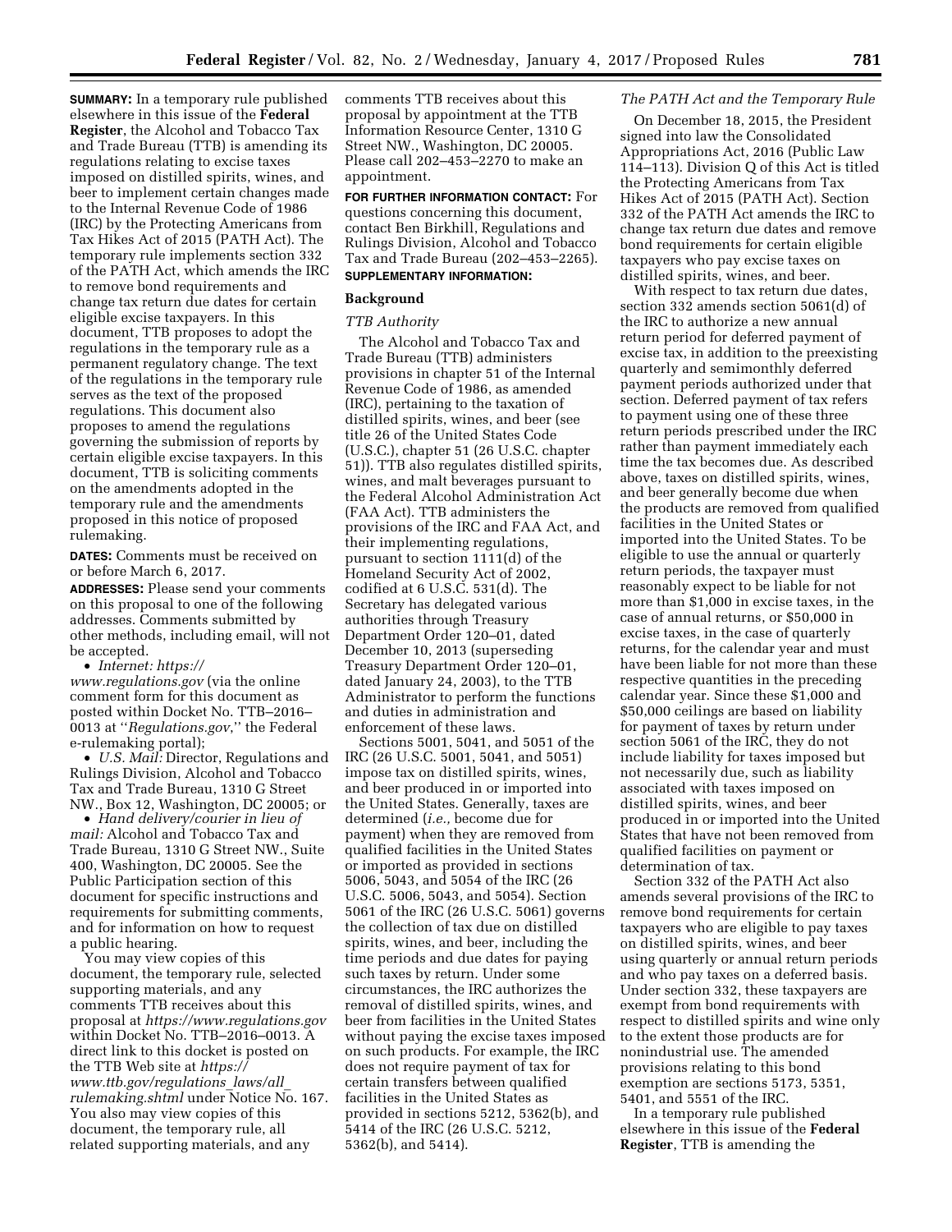**SUMMARY:** In a temporary rule published elsewhere in this issue of the **Federal Register**, the Alcohol and Tobacco Tax and Trade Bureau (TTB) is amending its regulations relating to excise taxes imposed on distilled spirits, wines, and beer to implement certain changes made to the Internal Revenue Code of 1986 (IRC) by the Protecting Americans from Tax Hikes Act of 2015 (PATH Act). The temporary rule implements section 332 of the PATH Act, which amends the IRC to remove bond requirements and change tax return due dates for certain eligible excise taxpayers. In this document, TTB proposes to adopt the regulations in the temporary rule as a permanent regulatory change. The text of the regulations in the temporary rule serves as the text of the proposed regulations. This document also proposes to amend the regulations governing the submission of reports by certain eligible excise taxpayers. In this document, TTB is soliciting comments on the amendments adopted in the temporary rule and the amendments proposed in this notice of proposed rulemaking.

**DATES:** Comments must be received on or before March 6, 2017.

**ADDRESSES:** Please send your comments on this proposal to one of the following addresses. Comments submitted by other methods, including email, will not be accepted.

- *Internet: https://www.regulations.gov* (via the online comment form for this document as posted within Docket No. TTB–2016–0013 at ''*Regulations.gov*,'' the Federal e-rulemaking portal);
- *U.S. Mail:* Director, Regulations and Rulings Division, Alcohol and Tobacco Tax and Trade Bureau, 1310 G Street NW., Box 12, Washington, DC 20005; or
- *Hand delivery/courier in lieu of mail:* Alcohol and Tobacco Tax and Trade Bureau, 1310 G Street NW., Suite 400, Washington, DC 20005. See the Public Participation section of this document for specific instructions and requirements for submitting comments, and for information on how to request a public hearing.

You may view copies of this document, the temporary rule, selected supporting materials, and any comments TTB receives about this proposal at *https://www.regulations.gov* within Docket No. TTB–2016–0013. A direct link to this docket is posted on the TTB Web site at *https://www.ttb.gov/regulations_laws/all_rulemaking.shtml* under Notice No. 167. You also may view copies of this document, the temporary rule, all related supporting materials, and any comments TTB receives about this proposal by appointment at the TTB Information Resource Center, 1310 G Street NW., Washington, DC 20005. Please call 202–453–2270 to make an appointment.

**FOR FURTHER INFORMATION CONTACT:** For questions concerning this document, contact Ben Birkhill, Regulations and Rulings Division, Alcohol and Tobacco Tax and Trade Bureau (202–453–2265).

**SUPPLEMENTARY INFORMATION:**

## Background

### *TTB Authority*

The Alcohol and Tobacco Tax and Trade Bureau (TTB) administers provisions in chapter 51 of the Internal Revenue Code of 1986, as amended (IRC), pertaining to the taxation of distilled spirits, wines, and beer (see title 26 of the United States Code (U.S.C.), chapter 51 (26 U.S.C. chapter 51)). TTB also regulates distilled spirits, wines, and malt beverages pursuant to the Federal Alcohol Administration Act (FAA Act). TTB administers the provisions of the IRC and FAA Act, and their implementing regulations, pursuant to section 1111(d) of the Homeland Security Act of 2002, codified at 6 U.S.C. 531(d). The Secretary has delegated various authorities through Treasury Department Order 120–01, dated December 10, 2013 (superseding Treasury Department Order 120–01, dated January 24, 2003), to the TTB Administrator to perform the functions and duties in administration and enforcement of these laws.

Sections 5001, 5041, and 5051 of the IRC (26 U.S.C. 5001, 5041, and 5051) impose tax on distilled spirits, wines, and beer produced in or imported into the United States. Generally, taxes are determined (*i.e.,* become due for payment) when they are removed from qualified facilities in the United States or imported as provided in sections 5006, 5043, and 5054 of the IRC (26 U.S.C. 5006, 5043, and 5054). Section 5061 of the IRC (26 U.S.C. 5061) governs the collection of tax due on distilled spirits, wines, and beer, including the time periods and due dates for paying such taxes by return. Under some circumstances, the IRC authorizes the removal of distilled spirits, wines, and beer from facilities in the United States without paying the excise taxes imposed on such products. For example, the IRC does not require payment of tax for certain transfers between qualified facilities in the United States as provided in sections 5212, 5362(b), and 5414 of the IRC (26 U.S.C. 5212, 5362(b), and 5414).

### *The PATH Act and the Temporary Rule*

On December 18, 2015, the President signed into law the Consolidated Appropriations Act, 2016 (Public Law 114–113). Division Q of this Act is titled the Protecting Americans from Tax Hikes Act of 2015 (PATH Act). Section 332 of the PATH Act amends the IRC to change tax return due dates and remove bond requirements for certain eligible taxpayers who pay excise taxes on distilled spirits, wines, and beer.

With respect to tax return due dates, section 332 amends section 5061(d) of the IRC to authorize a new annual return period for deferred payment of excise tax, in addition to the preexisting quarterly and semimonthly deferred payment periods authorized under that section. Deferred payment of tax refers to payment using one of these three return periods prescribed under the IRC rather than payment immediately each time the tax becomes due. As described above, taxes on distilled spirits, wines, and beer generally become due when the products are removed from qualified facilities in the United States or imported into the United States. To be eligible to use the annual or quarterly return periods, the taxpayer must reasonably expect to be liable for not more than $1,000 in excise taxes, in the case of annual returns, or $50,000 in excise taxes, in the case of quarterly returns, for the calendar year and must have been liable for not more than these respective quantities in the preceding calendar year. Since these $1,000 and $50,000 ceilings are based on liability for payment of taxes by return under section 5061 of the IRC, they do not include liability for taxes imposed but not necessarily due, such as liability associated with taxes imposed on distilled spirits, wines, and beer produced in or imported into the United States that have not been removed from qualified facilities on payment or determination of tax.

Section 332 of the PATH Act also amends several provisions of the IRC to remove bond requirements for certain taxpayers who are eligible to pay taxes on distilled spirits, wines, and beer using quarterly or annual return periods and who pay taxes on a deferred basis. Under section 332, these taxpayers are exempt from bond requirements with respect to distilled spirits and wine only to the extent those products are for nonindustrial use. The amended provisions relating to this bond exemption are sections 5173, 5351, 5401, and 5551 of the IRC.

In a temporary rule published elsewhere in this issue of the **Federal Register**, TTB is amending the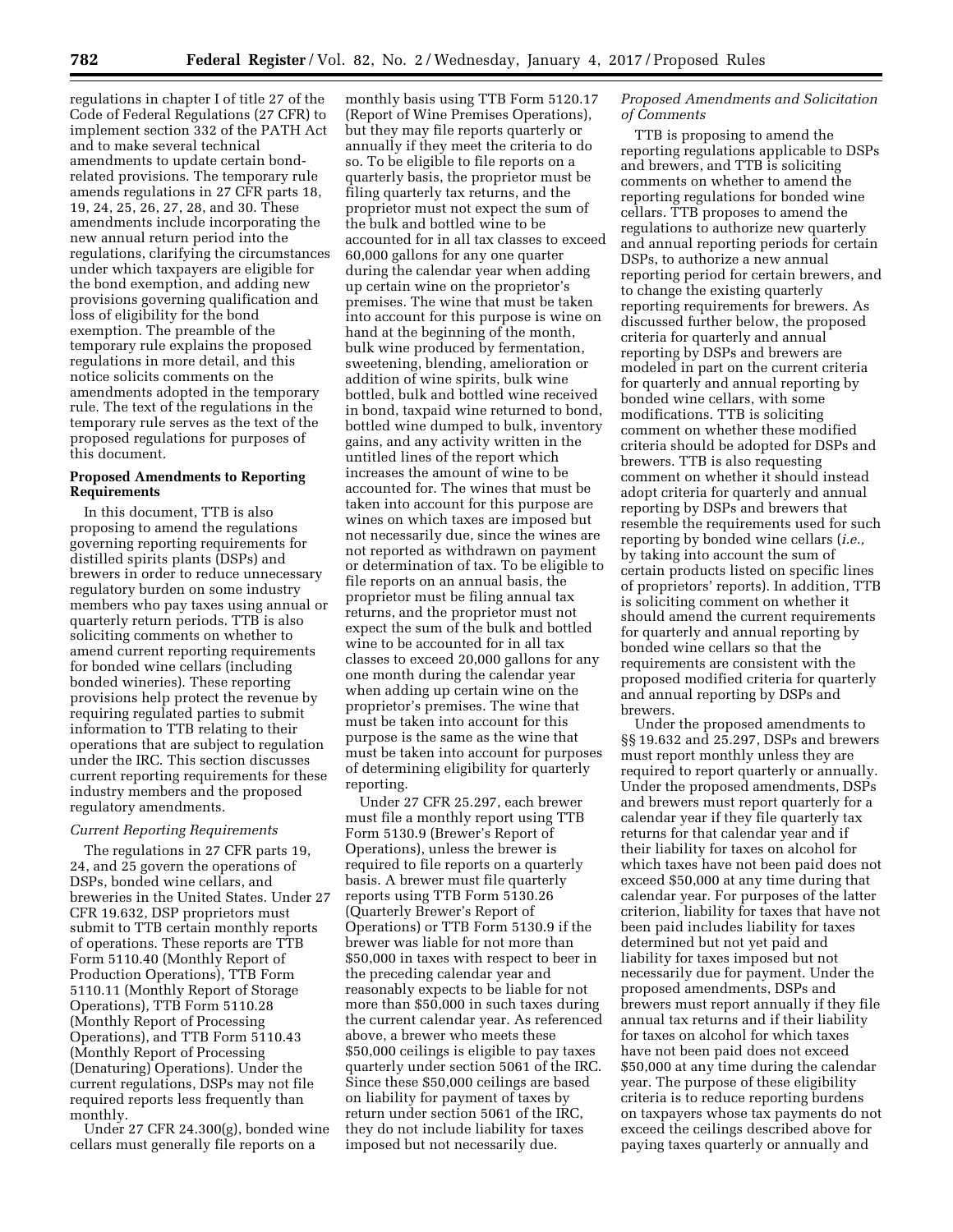regulations in chapter I of title 27 of the Code of Federal Regulations (27 CFR) to implement section 332 of the PATH Act and to make several technical amendments to update certain bond-related provisions. The temporary rule amends regulations in 27 CFR parts 18, 19, 24, 25, 26, 27, 28, and 30. These amendments include incorporating the new annual return period into the regulations, clarifying the circumstances under which taxpayers are eligible for the bond exemption, and adding new provisions governing qualification and loss of eligibility for the bond exemption. The preamble of the temporary rule explains the proposed regulations in more detail, and this notice solicits comments on the amendments adopted in the temporary rule. The text of the regulations in the temporary rule serves as the text of the proposed regulations for purposes of this document.

## Proposed Amendments to Reporting Requirements

In this document, TTB is also proposing to amend the regulations governing reporting requirements for distilled spirits plants (DSPs) and brewers in order to reduce unnecessary regulatory burden on some industry members who pay taxes using annual or quarterly return periods. TTB is also soliciting comments on whether to amend current reporting requirements for bonded wine cellars (including bonded wineries). These reporting provisions help protect the revenue by requiring regulated parties to submit information to TTB relating to their operations that are subject to regulation under the IRC. This section discusses current reporting requirements for these industry members and the proposed regulatory amendments.

### *Current Reporting Requirements*

The regulations in 27 CFR parts 19, 24, and 25 govern the operations of DSPs, bonded wine cellars, and breweries in the United States. Under 27 CFR 19.632, DSP proprietors must submit to TTB certain monthly reports of operations. These reports are TTB Form 5110.40 (Monthly Report of Production Operations), TTB Form 5110.11 (Monthly Report of Storage Operations), TTB Form 5110.28 (Monthly Report of Processing Operations), and TTB Form 5110.43 (Monthly Report of Processing (Denaturing) Operations). Under the current regulations, DSPs may not file required reports less frequently than monthly.

Under 27 CFR 24.300(g), bonded wine cellars must generally file reports on a monthly basis using TTB Form 5120.17 (Report of Wine Premises Operations), but they may file reports quarterly or annually if they meet the criteria to do so. To be eligible to file reports on a quarterly basis, the proprietor must be filing quarterly tax returns, and the proprietor must not expect the sum of the bulk and bottled wine to be accounted for in all tax classes to exceed 60,000 gallons for any one quarter during the calendar year when adding up certain wine on the proprietor's premises. The wine that must be taken into account for this purpose is wine on hand at the beginning of the month, bulk wine produced by fermentation, sweetening, blending, amelioration or addition of wine spirits, bulk wine bottled, bulk and bottled wine received in bond, taxpaid wine returned to bond, bottled wine dumped to bulk, inventory gains, and any activity written in the untitled lines of the report which increases the amount of wine to be accounted for. The wines that must be taken into account for this purpose are wines on which taxes are imposed but not necessarily due, since the wines are not reported as withdrawn on payment or determination of tax. To be eligible to file reports on an annual basis, the proprietor must be filing annual tax returns, and the proprietor must not expect the sum of the bulk and bottled wine to be accounted for in all tax classes to exceed 20,000 gallons for any one month during the calendar year when adding up certain wine on the proprietor's premises. The wine that must be taken into account for this purpose is the same as the wine that must be taken into account for purposes of determining eligibility for quarterly reporting.

Under 27 CFR 25.297, each brewer must file a monthly report using TTB Form 5130.9 (Brewer's Report of Operations), unless the brewer is required to file reports on a quarterly basis. A brewer must file quarterly reports using TTB Form 5130.26 (Quarterly Brewer's Report of Operations) or TTB Form 5130.9 if the brewer was liable for not more than $50,000 in taxes with respect to beer in the preceding calendar year and reasonably expects to be liable for not more than $50,000 in such taxes during the current calendar year. As referenced above, a brewer who meets these $50,000 ceilings is eligible to pay taxes quarterly under section 5061 of the IRC. Since these $50,000 ceilings are based on liability for payment of taxes by return under section 5061 of the IRC, they do not include liability for taxes imposed but not necessarily due.

### *Proposed Amendments and Solicitation of Comments*

TTB is proposing to amend the reporting regulations applicable to DSPs and brewers, and TTB is soliciting comments on whether to amend the reporting regulations for bonded wine cellars. TTB proposes to amend the regulations to authorize new quarterly and annual reporting periods for certain DSPs, to authorize a new annual reporting period for certain brewers, and to change the existing quarterly reporting requirements for brewers. As discussed further below, the proposed criteria for quarterly and annual reporting by DSPs and brewers are modeled in part on the current criteria for quarterly and annual reporting by bonded wine cellars, with some modifications. TTB is soliciting comment on whether these modified criteria should be adopted for DSPs and brewers. TTB is also requesting comment on whether it should instead adopt criteria for quarterly and annual reporting by DSPs and brewers that resemble the requirements used for such reporting by bonded wine cellars (*i.e.,* by taking into account the sum of certain products listed on specific lines of proprietors' reports). In addition, TTB is soliciting comment on whether it should amend the current requirements for quarterly and annual reporting by bonded wine cellars so that the requirements are consistent with the proposed modified criteria for quarterly and annual reporting by DSPs and brewers.

Under the proposed amendments to §§ 19.632 and 25.297, DSPs and brewers must report monthly unless they are required to report quarterly or annually. Under the proposed amendments, DSPs and brewers must report quarterly for a calendar year if they file quarterly tax returns for that calendar year and if their liability for taxes on alcohol for which taxes have not been paid does not exceed $50,000 at any time during that calendar year. For purposes of the latter criterion, liability for taxes that have not been paid includes liability for taxes determined but not yet paid and liability for taxes imposed but not necessarily due for payment. Under the proposed amendments, DSPs and brewers must report annually if they file annual tax returns and if their liability for taxes on alcohol for which taxes have not been paid does not exceed $50,000 at any time during the calendar year. The purpose of these eligibility criteria is to reduce reporting burdens on taxpayers whose tax payments do not exceed the ceilings described above for paying taxes quarterly or annually and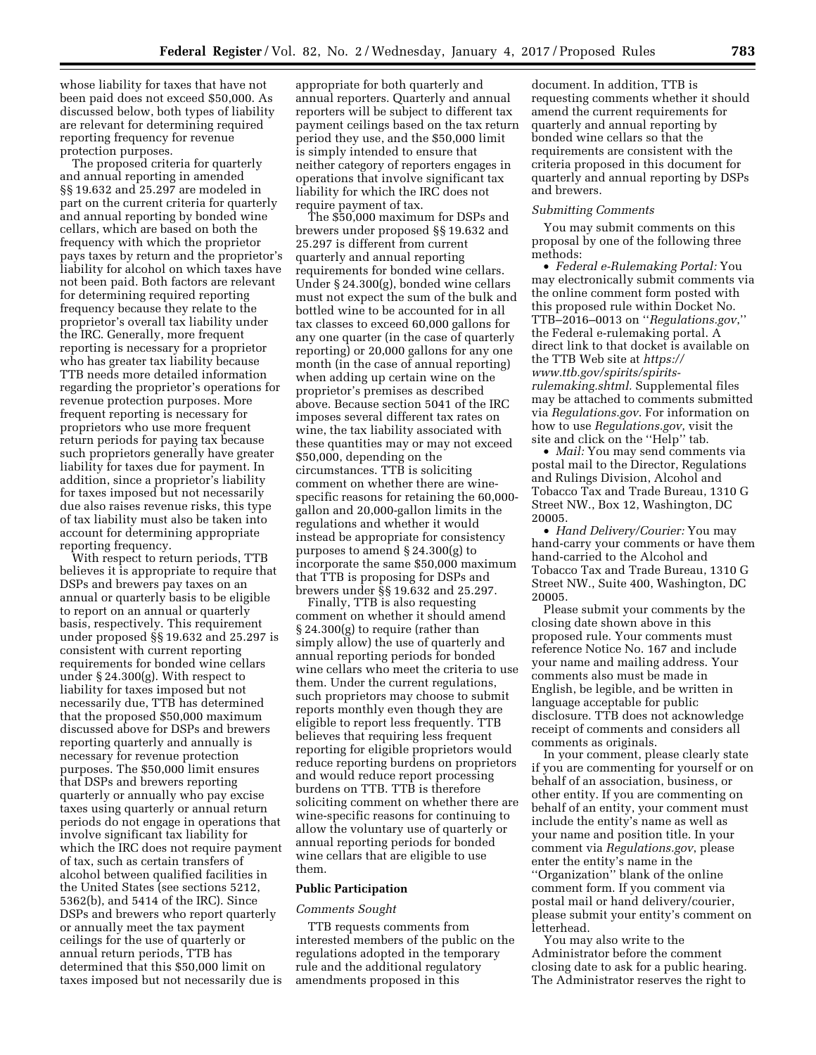whose liability for taxes that have not been paid does not exceed $50,000. As discussed below, both types of liability are relevant for determining required reporting frequency for revenue protection purposes.

The proposed criteria for quarterly and annual reporting in amended §§ 19.632 and 25.297 are modeled in part on the current criteria for quarterly and annual reporting by bonded wine cellars, which are based on both the frequency with which the proprietor pays taxes by return and the proprietor's liability for alcohol on which taxes have not been paid. Both factors are relevant for determining required reporting frequency because they relate to the proprietor's overall tax liability under the IRC. Generally, more frequent reporting is necessary for a proprietor who has greater tax liability because TTB needs more detailed information regarding the proprietor's operations for revenue protection purposes. More frequent reporting is necessary for proprietors who use more frequent return periods for paying tax because such proprietors generally have greater liability for taxes due for payment. In addition, since a proprietor's liability for taxes imposed but not necessarily due also raises revenue risks, this type of tax liability must also be taken into account for determining appropriate reporting frequency.

With respect to return periods, TTB believes it is appropriate to require that DSPs and brewers pay taxes on an annual or quarterly basis to be eligible to report on an annual or quarterly basis, respectively. This requirement under proposed §§ 19.632 and 25.297 is consistent with current reporting requirements for bonded wine cellars under § 24.300(g). With respect to liability for taxes imposed but not necessarily due, TTB has determined that the proposed $50,000 maximum discussed above for DSPs and brewers reporting quarterly and annually is necessary for revenue protection purposes. The $50,000 limit ensures that DSPs and brewers reporting quarterly or annually who pay excise taxes using quarterly or annual return periods do not engage in operations that involve significant tax liability for which the IRC does not require payment of tax, such as certain transfers of alcohol between qualified facilities in the United States (see sections 5212, 5362(b), and 5414 of the IRC). Since DSPs and brewers who report quarterly or annually meet the tax payment ceilings for the use of quarterly or annual return periods, TTB has determined that this $50,000 limit on taxes imposed but not necessarily due is appropriate for both quarterly and annual reporters. Quarterly and annual reporters will be subject to different tax payment ceilings based on the tax return period they use, and the $50,000 limit is simply intended to ensure that neither category of reporters engages in operations that involve significant tax liability for which the IRC does not require payment of tax.

The $50,000 maximum for DSPs and brewers under proposed §§ 19.632 and 25.297 is different from current quarterly and annual reporting requirements for bonded wine cellars. Under § 24.300(g), bonded wine cellars must not expect the sum of the bulk and bottled wine to be accounted for in all tax classes to exceed 60,000 gallons for any one quarter (in the case of quarterly reporting) or 20,000 gallons for any one month (in the case of annual reporting) when adding up certain wine on the proprietor's premises as described above. Because section 5041 of the IRC imposes several different tax rates on wine, the tax liability associated with these quantities may or may not exceed $50,000, depending on the circumstances. TTB is soliciting comment on whether there are wine-specific reasons for retaining the 60,000-gallon and 20,000-gallon limits in the regulations and whether it would instead be appropriate for consistency purposes to amend § 24.300(g) to incorporate the same $50,000 maximum that TTB is proposing for DSPs and brewers under §§ 19.632 and 25.297.

Finally, TTB is also requesting comment on whether it should amend § 24.300(g) to require (rather than simply allow) the use of quarterly and annual reporting periods for bonded wine cellars who meet the criteria to use them. Under the current regulations, such proprietors may choose to submit reports monthly even though they are eligible to report less frequently. TTB believes that requiring less frequent reporting for eligible proprietors would reduce reporting burdens on proprietors and would reduce report processing burdens on TTB. TTB is therefore soliciting comment on whether there are wine-specific reasons for continuing to allow the voluntary use of quarterly or annual reporting periods for bonded wine cellars that are eligible to use them.

## Public Participation

### *Comments Sought*

TTB requests comments from interested members of the public on the regulations adopted in the temporary rule and the additional regulatory amendments proposed in this document. In addition, TTB is requesting comments whether it should amend the current requirements for quarterly and annual reporting by bonded wine cellars so that the requirements are consistent with the criteria proposed in this document for quarterly and annual reporting by DSPs and brewers.

### *Submitting Comments*

You may submit comments on this proposal by one of the following three methods:

- *Federal e-Rulemaking Portal:* You may electronically submit comments via the online comment form posted with this proposed rule within Docket No. TTB–2016–0013 on ''*Regulations.gov*,'' the Federal e-rulemaking portal. A direct link to that docket is available on the TTB Web site at *https://www.ttb.gov/spirits/spirits-rulemaking.shtml.* Supplemental files may be attached to comments submitted via *Regulations.gov*. For information on how to use *Regulations.gov*, visit the site and click on the ''Help'' tab.
- *Mail:* You may send comments via postal mail to the Director, Regulations and Rulings Division, Alcohol and Tobacco Tax and Trade Bureau, 1310 G Street NW., Box 12, Washington, DC 20005.
- *Hand Delivery/Courier:* You may hand-carry your comments or have them hand-carried to the Alcohol and Tobacco Tax and Trade Bureau, 1310 G Street NW., Suite 400, Washington, DC 20005.

Please submit your comments by the closing date shown above in this proposed rule. Your comments must reference Notice No. 167 and include your name and mailing address. Your comments also must be made in English, be legible, and be written in language acceptable for public disclosure. TTB does not acknowledge receipt of comments and considers all comments as originals.

In your comment, please clearly state if you are commenting for yourself or on behalf of an association, business, or other entity. If you are commenting on behalf of an entity, your comment must include the entity's name as well as your name and position title. In your comment via *Regulations.gov*, please enter the entity's name in the ''Organization'' blank of the online comment form. If you comment via postal mail or hand delivery/courier, please submit your entity's comment on letterhead.

You may also write to the Administrator before the comment closing date to ask for a public hearing. The Administrator reserves the right to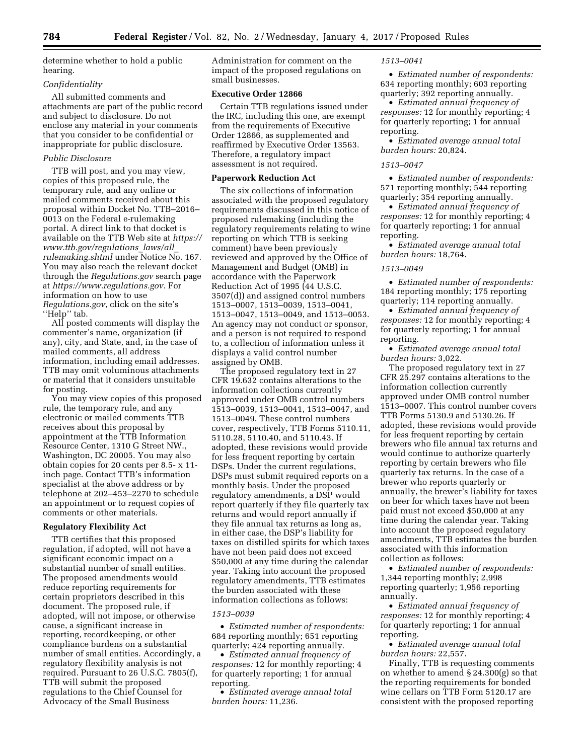determine whether to hold a public hearing.

*Confidentiality*

All submitted comments and attachments are part of the public record and subject to disclosure. Do not enclose any material in your comments that you consider to be confidential or inappropriate for public disclosure.

*Public Disclosure*

TTB will post, and you may view, copies of this proposed rule, the temporary rule, and any online or mailed comments received about this proposal within Docket No. TTB–2016–0013 on the Federal e-rulemaking portal. A direct link to that docket is available on the TTB Web site at *https://www.ttb.gov/regulations_laws/all_rulemaking.shtml* under Notice No. 167. You may also reach the relevant docket through the *Regulations.gov* search page at *https://www.regulations.gov.* For information on how to use *Regulations.gov*, click on the site's ''Help'' tab.

All posted comments will display the commenter's name, organization (if any), city, and State, and, in the case of mailed comments, all address information, including email addresses. TTB may omit voluminous attachments or material that it considers unsuitable for posting.

You may view copies of this proposed rule, the temporary rule, and any electronic or mailed comments TTB receives about this proposal by appointment at the TTB Information Resource Center, 1310 G Street NW., Washington, DC 20005. You may also obtain copies for 20 cents per 8.5- x 11-inch page. Contact TTB's information specialist at the above address or by telephone at 202–453–2270 to schedule an appointment or to request copies of comments or other materials.

## Regulatory Flexibility Act

TTB certifies that this proposed regulation, if adopted, will not have a significant economic impact on a substantial number of small entities. The proposed amendments would reduce reporting requirements for certain proprietors described in this document. The proposed rule, if adopted, will not impose, or otherwise cause, a significant increase in reporting, recordkeeping, or other compliance burdens on a substantial number of small entities. Accordingly, a regulatory flexibility analysis is not required. Pursuant to 26 U.S.C. 7805(f), TTB will submit the proposed regulations to the Chief Counsel for Advocacy of the Small Business Administration for comment on the impact of the proposed regulations on small businesses.

## Executive Order 12866

Certain TTB regulations issued under the IRC, including this one, are exempt from the requirements of Executive Order 12866, as supplemented and reaffirmed by Executive Order 13563. Therefore, a regulatory impact assessment is not required.

## Paperwork Reduction Act

The six collections of information associated with the proposed regulatory requirements discussed in this notice of proposed rulemaking (including the regulatory requirements relating to wine reporting on which TTB is seeking comment) have been previously reviewed and approved by the Office of Management and Budget (OMB) in accordance with the Paperwork Reduction Act of 1995 (44 U.S.C. 3507(d)) and assigned control numbers 1513–0007, 1513–0039, 1513–0041, 1513–0047, 1513–0049, and 1513–0053. An agency may not conduct or sponsor, and a person is not required to respond to, a collection of information unless it displays a valid control number assigned by OMB.

The proposed regulatory text in 27 CFR 19.632 contains alterations to the information collections currently approved under OMB control numbers 1513–0039, 1513–0041, 1513–0047, and 1513–0049. These control numbers cover, respectively, TTB Forms 5110.11, 5110.28, 5110.40, and 5110.43. If adopted, these revisions would provide for less frequent reporting by certain DSPs. Under the current regulations, DSPs must submit required reports on a monthly basis. Under the proposed regulatory amendments, a DSP would report quarterly if they file quarterly tax returns and would report annually if they file annual tax returns as long as, in either case, the DSP's liability for taxes on distilled spirits for which taxes have not been paid does not exceed $50,000 at any time during the calendar year. Taking into account the proposed regulatory amendments, TTB estimates the burden associated with these information collections as follows:

*1513–0039*

- *Estimated number of respondents:* 684 reporting monthly; 651 reporting quarterly; 424 reporting annually.
- *Estimated annual frequency of responses:* 12 for monthly reporting; 4 for quarterly reporting; 1 for annual reporting.
- *Estimated average annual total burden hours:* 11,236.

*1513–0041*

- *Estimated number of respondents:* 634 reporting monthly; 603 reporting quarterly; 392 reporting annually.
- *Estimated annual frequency of responses:* 12 for monthly reporting; 4 for quarterly reporting; 1 for annual reporting.
- *Estimated average annual total burden hours:* 20,824.

*1513–0047*

- *Estimated number of respondents:* 571 reporting monthly; 544 reporting quarterly; 354 reporting annually.
- *Estimated annual frequency of responses:* 12 for monthly reporting; 4 for quarterly reporting; 1 for annual reporting.
- *Estimated average annual total burden hours:* 18,764.

*1513–0049*

- *Estimated number of respondents:* 184 reporting monthly; 175 reporting quarterly; 114 reporting annually.
- *Estimated annual frequency of responses:* 12 for monthly reporting; 4 for quarterly reporting; 1 for annual reporting.
- *Estimated average annual total burden hours:* 3,022.

The proposed regulatory text in 27 CFR 25.297 contains alterations to the information collection currently approved under OMB control number 1513–0007. This control number covers TTB Forms 5130.9 and 5130.26. If adopted, these revisions would provide for less frequent reporting by certain brewers who file annual tax returns and would continue to authorize quarterly reporting by certain brewers who file quarterly tax returns. In the case of a brewer who reports quarterly or annually, the brewer's liability for taxes on beer for which taxes have not been paid must not exceed $50,000 at any time during the calendar year. Taking into account the proposed regulatory amendments, TTB estimates the burden associated with this information collection as follows:

- *Estimated number of respondents:* 1,344 reporting monthly; 2,998 reporting quarterly; 1,956 reporting annually.
- *Estimated annual frequency of responses:* 12 for monthly reporting; 4 for quarterly reporting; 1 for annual reporting.
- *Estimated average annual total burden hours:* 22,557.

Finally, TTB is requesting comments on whether to amend § 24.300(g) so that the reporting requirements for bonded wine cellars on TTB Form 5120.17 are consistent with the proposed reporting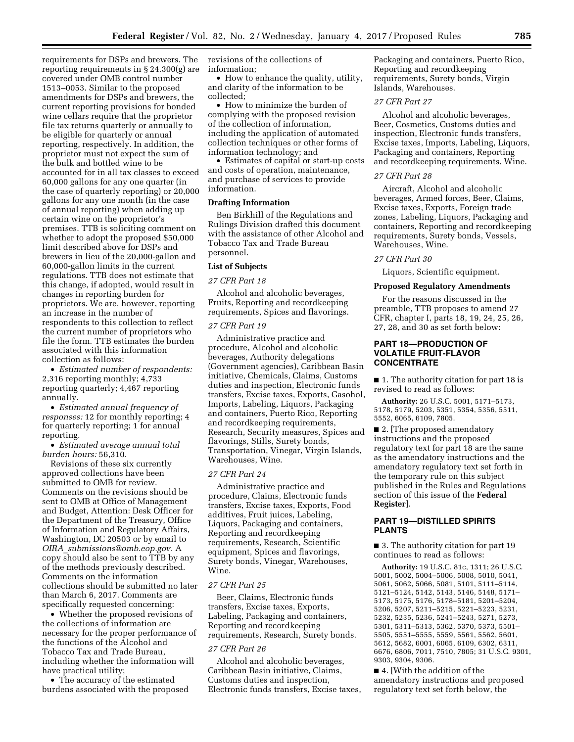requirements for DSPs and brewers. The reporting requirements in § 24.300(g) are covered under OMB control number 1513–0053. Similar to the proposed amendments for DSPs and brewers, the current reporting provisions for bonded wine cellars require that the proprietor file tax returns quarterly or annually to be eligible for quarterly or annual reporting, respectively. In addition, the proprietor must not expect the sum of the bulk and bottled wine to be accounted for in all tax classes to exceed 60,000 gallons for any one quarter (in the case of quarterly reporting) or 20,000 gallons for any one month (in the case of annual reporting) when adding up certain wine on the proprietor's premises. TTB is soliciting comment on whether to adopt the proposed $50,000 limit described above for DSPs and brewers in lieu of the 20,000-gallon and 60,000-gallon limits in the current regulations. TTB does not estimate that this change, if adopted, would result in changes in reporting burden for proprietors. We are, however, reporting an increase in the number of respondents to this collection to reflect the current number of proprietors who file the form. TTB estimates the burden associated with this information collection as follows:

- *Estimated number of respondents:* 2,316 reporting monthly; 4,733 reporting quarterly; 4,467 reporting annually.
- *Estimated annual frequency of responses:* 12 for monthly reporting; 4 for quarterly reporting; 1 for annual reporting.
- *Estimated average annual total burden hours:* 56,310.

Revisions of these six currently approved collections have been submitted to OMB for review. Comments on the revisions should be sent to OMB at Office of Management and Budget, Attention: Desk Officer for the Department of the Treasury, Office of Information and Regulatory Affairs, Washington, DC 20503 or by email to *OIRA_submissions@omb.eop.gov.* A copy should also be sent to TTB by any of the methods previously described. Comments on the information collections should be submitted no later than March 6, 2017. Comments are specifically requested concerning:

- Whether the proposed revisions of the collections of information are necessary for the proper performance of the functions of the Alcohol and Tobacco Tax and Trade Bureau, including whether the information will have practical utility;
- The accuracy of the estimated burdens associated with the proposed revisions of the collections of information;
- How to enhance the quality, utility, and clarity of the information to be collected;
- How to minimize the burden of complying with the proposed revision of the collection of information, including the application of automated collection techniques or other forms of information technology; and
- Estimates of capital or start-up costs and costs of operation, maintenance, and purchase of services to provide information.

**Drafting Information**

Ben Birkhill of the Regulations and Rulings Division drafted this document with the assistance of other Alcohol and Tobacco Tax and Trade Bureau personnel.

**List of Subjects**

*27 CFR Part 18*

Alcohol and alcoholic beverages, Fruits, Reporting and recordkeeping requirements, Spices and flavorings.

*27 CFR Part 19*

Administrative practice and procedure, Alcohol and alcoholic beverages, Authority delegations (Government agencies), Caribbean Basin initiative, Chemicals, Claims, Customs duties and inspection, Electronic funds transfers, Excise taxes, Exports, Gasohol, Imports, Labeling, Liquors, Packaging and containers, Puerto Rico, Reporting and recordkeeping requirements, Research, Security measures, Spices and flavorings, Stills, Surety bonds, Transportation, Vinegar, Virgin Islands, Warehouses, Wine.

*27 CFR Part 24*

Administrative practice and procedure, Claims, Electronic funds transfers, Excise taxes, Exports, Food additives, Fruit juices, Labeling, Liquors, Packaging and containers, Reporting and recordkeeping requirements, Research, Scientific equipment, Spices and flavorings, Surety bonds, Vinegar, Warehouses, Wine.

*27 CFR Part 25*

Beer, Claims, Electronic funds transfers, Excise taxes, Exports, Labeling, Packaging and containers, Reporting and recordkeeping requirements, Research, Surety bonds.

*27 CFR Part 26*

Alcohol and alcoholic beverages, Caribbean Basin initiative, Claims, Customs duties and inspection, Electronic funds transfers, Excise taxes, Packaging and containers, Puerto Rico, Reporting and recordkeeping requirements, Surety bonds, Virgin Islands, Warehouses.

*27 CFR Part 27*

Alcohol and alcoholic beverages, Beer, Cosmetics, Customs duties and inspection, Electronic funds transfers, Excise taxes, Imports, Labeling, Liquors, Packaging and containers, Reporting and recordkeeping requirements, Wine.

*27 CFR Part 28*

Aircraft, Alcohol and alcoholic beverages, Armed forces, Beer, Claims, Excise taxes, Exports, Foreign trade zones, Labeling, Liquors, Packaging and containers, Reporting and recordkeeping requirements, Surety bonds, Vessels, Warehouses, Wine.

*27 CFR Part 30*

Liquors, Scientific equipment.

**Proposed Regulatory Amendments**

For the reasons discussed in the preamble, TTB proposes to amend 27 CFR, chapter I, parts 18, 19, 24, 25, 26, 27, 28, and 30 as set forth below:

## PART 18—PRODUCTION OF VOLATILE FRUIT-FLAVOR CONCENTRATE

■ 1. The authority citation for part 18 is revised to read as follows:

**Authority:** 26 U.S.C. 5001, 5171–5173, 5178, 5179, 5203, 5351, 5354, 5356, 5511, 5552, 6065, 6109, 7805.

■ 2. [The proposed amendatory instructions and the proposed regulatory text for part 18 are the same as the amendatory instructions and the amendatory regulatory text set forth in the temporary rule on this subject published in the Rules and Regulations section of this issue of the **Federal Register**].

## PART 19—DISTILLED SPIRITS PLANTS

■ 3. The authority citation for part 19 continues to read as follows:

**Authority:** 19 U.S.C. 81c, 1311; 26 U.S.C. 5001, 5002, 5004–5006, 5008, 5010, 5041, 5061, 5062, 5066, 5081, 5101, 5111–5114, 5121–5124, 5142, 5143, 5146, 5148, 5171–5173, 5175, 5176, 5178–5181, 5201–5204, 5206, 5207, 5211–5215, 5221–5223, 5231, 5232, 5235, 5236, 5241–5243, 5271, 5273, 5301, 5311–5313, 5362, 5370, 5373, 5501–5505, 5551–5555, 5559, 5561, 5562, 5601, 5612, 5682, 6001, 6065, 6109, 6302, 6311, 6676, 6806, 7011, 7510, 7805; 31 U.S.C. 9301, 9303, 9304, 9306.

■ 4. [With the addition of the amendatory instructions and proposed regulatory text set forth below, the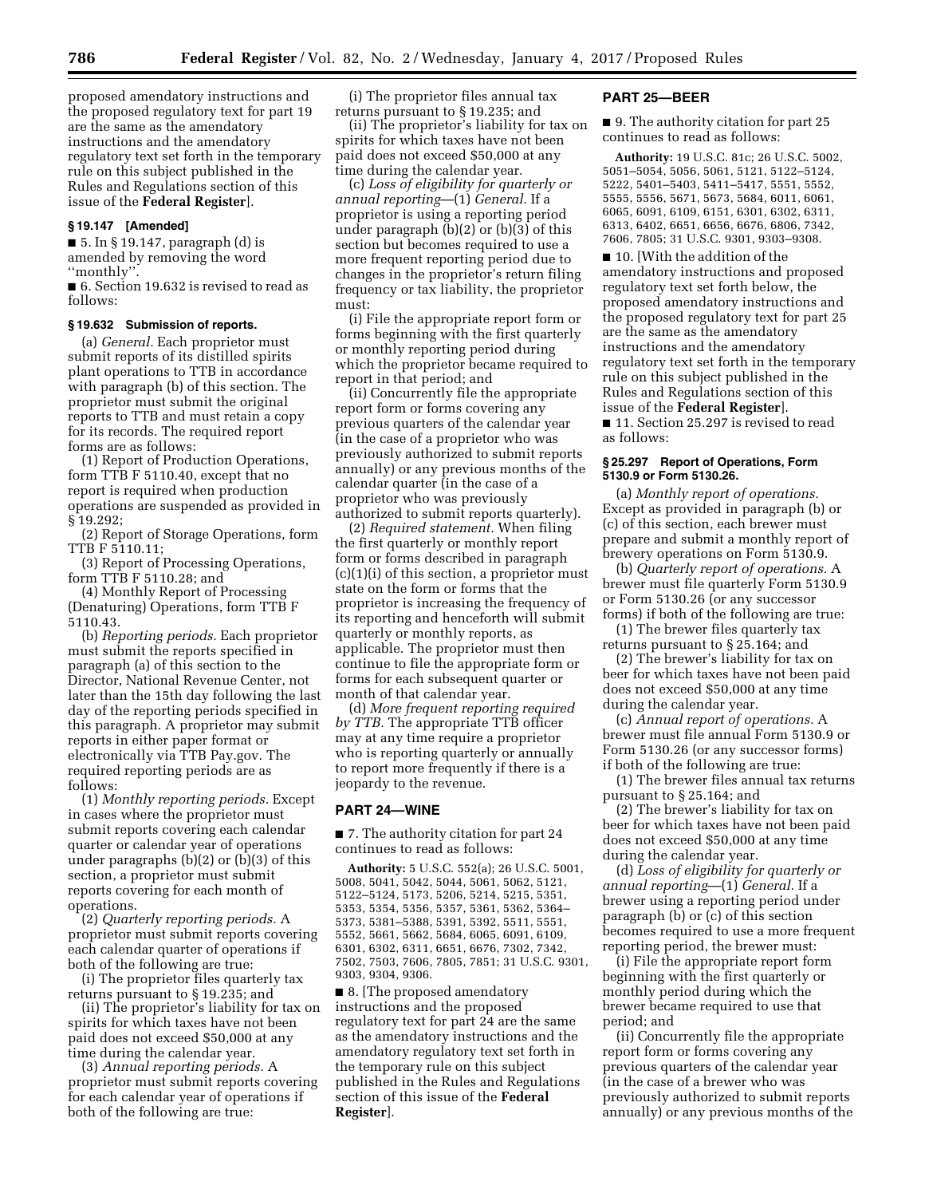proposed amendatory instructions and the proposed regulatory text for part 19 are the same as the amendatory instructions and the amendatory regulatory text set forth in the temporary rule on this subject published in the Rules and Regulations section of this issue of the **Federal Register**].

### § 19.147 [Amended]

■ 5. In § 19.147, paragraph (d) is amended by removing the word ''monthly''.

■ 6. Section 19.632 is revised to read as follows:

### § 19.632 Submission of reports.

(a) *General.* Each proprietor must submit reports of its distilled spirits plant operations to TTB in accordance with paragraph (b) of this section. The proprietor must submit the original reports to TTB and must retain a copy for its records. The required report forms are as follows:

(1) Report of Production Operations, form TTB F 5110.40, except that no report is required when production operations are suspended as provided in § 19.292;

(2) Report of Storage Operations, form TTB F 5110.11;

(3) Report of Processing Operations, form TTB F 5110.28; and

(4) Monthly Report of Processing (Denaturing) Operations, form TTB F 5110.43.

(b) *Reporting periods.* Each proprietor must submit the reports specified in paragraph (a) of this section to the Director, National Revenue Center, not later than the 15th day following the last day of the reporting periods specified in this paragraph. A proprietor may submit reports in either paper format or electronically via TTB Pay.gov. The required reporting periods are as follows:

(1) *Monthly reporting periods.* Except in cases where the proprietor must submit reports covering each calendar quarter or calendar year of operations under paragraphs (b)(2) or (b)(3) of this section, a proprietor must submit reports covering for each month of operations.

(2) *Quarterly reporting periods.* A proprietor must submit reports covering each calendar quarter of operations if both of the following are true:

(i) The proprietor files quarterly tax returns pursuant to § 19.235; and

(ii) The proprietor's liability for tax on spirits for which taxes have not been paid does not exceed $50,000 at any time during the calendar year.

(3) *Annual reporting periods.* A proprietor must submit reports covering for each calendar year of operations if both of the following are true:

(i) The proprietor files annual tax returns pursuant to § 19.235; and

(ii) The proprietor's liability for tax on spirits for which taxes have not been paid does not exceed $50,000 at any time during the calendar year.

(c) *Loss of eligibility for quarterly or annual reporting*—(1) *General.* If a proprietor is using a reporting period under paragraph (b)(2) or (b)(3) of this section but becomes required to use a more frequent reporting period due to changes in the proprietor's return filing frequency or tax liability, the proprietor must:

(i) File the appropriate report form or forms beginning with the first quarterly or monthly reporting period during which the proprietor became required to report in that period; and

(ii) Concurrently file the appropriate report form or forms covering any previous quarters of the calendar year (in the case of a proprietor who was previously authorized to submit reports annually) or any previous months of the calendar quarter (in the case of a proprietor who was previously authorized to submit reports quarterly).

(2) *Required statement.* When filing the first quarterly or monthly report form or forms described in paragraph (c)(1)(i) of this section, a proprietor must state on the form or forms that the proprietor is increasing the frequency of its reporting and henceforth will submit quarterly or monthly reports, as applicable. The proprietor must then continue to file the appropriate form or forms for each subsequent quarter or month of that calendar year.

(d) *More frequent reporting required by TTB.* The appropriate TTB officer may at any time require a proprietor who is reporting quarterly or annually to report more frequently if there is a jeopardy to the revenue.

## PART 24—WINE

■ 7. The authority citation for part 24 continues to read as follows:

**Authority:** 5 U.S.C. 552(a); 26 U.S.C. 5001, 5008, 5041, 5042, 5044, 5061, 5062, 5121, 5122–5124, 5173, 5206, 5214, 5215, 5351, 5353, 5354, 5356, 5357, 5361, 5362, 5364–5373, 5381–5388, 5391, 5392, 5511, 5551, 5552, 5661, 5662, 5684, 6065, 6091, 6109, 6301, 6302, 6311, 6651, 6676, 7302, 7342, 7502, 7503, 7606, 7805, 7851; 31 U.S.C. 9301, 9303, 9304, 9306.

■ 8. [The proposed amendatory instructions and the proposed regulatory text for part 24 are the same as the amendatory instructions and the amendatory regulatory text set forth in the temporary rule on this subject published in the Rules and Regulations section of this issue of the **Federal Register**].

## PART 25—BEER

■ 9. The authority citation for part 25 continues to read as follows:

**Authority:** 19 U.S.C. 81c; 26 U.S.C. 5002, 5051–5054, 5056, 5061, 5121, 5122–5124, 5222, 5401–5403, 5411–5417, 5551, 5552, 5555, 5556, 5671, 5673, 5684, 6011, 6061, 6065, 6091, 6109, 6151, 6301, 6302, 6311, 6313, 6402, 6651, 6656, 6676, 6806, 7342, 7606, 7805; 31 U.S.C. 9301, 9303–9308.

■ 10. [With the addition of the amendatory instructions and proposed regulatory text set forth below, the proposed amendatory instructions and the proposed regulatory text for part 25 are the same as the amendatory instructions and the amendatory regulatory text set forth in the temporary rule on this subject published in the Rules and Regulations section of this issue of the **Federal Register**].

■ 11. Section 25.297 is revised to read as follows:

### § 25.297 Report of Operations, Form 5130.9 or Form 5130.26.

(a) *Monthly report of operations.* Except as provided in paragraph (b) or (c) of this section, each brewer must prepare and submit a monthly report of brewery operations on Form 5130.9.

(b) *Quarterly report of operations.* A brewer must file quarterly Form 5130.9 or Form 5130.26 (or any successor forms) if both of the following are true:

(1) The brewer files quarterly tax returns pursuant to § 25.164; and

(2) The brewer's liability for tax on beer for which taxes have not been paid does not exceed $50,000 at any time during the calendar year.

(c) *Annual report of operations.* A brewer must file annual Form 5130.9 or Form 5130.26 (or any successor forms) if both of the following are true:

(1) The brewer files annual tax returns pursuant to § 25.164; and

(2) The brewer's liability for tax on beer for which taxes have not been paid does not exceed $50,000 at any time during the calendar year.

(d) *Loss of eligibility for quarterly or annual reporting*—(1) *General.* If a brewer using a reporting period under paragraph (b) or (c) of this section becomes required to use a more frequent reporting period, the brewer must:

(i) File the appropriate report form beginning with the first quarterly or monthly period during which the brewer became required to use that period; and

(ii) Concurrently file the appropriate report form or forms covering any previous quarters of the calendar year (in the case of a brewer who was previously authorized to submit reports annually) or any previous months of the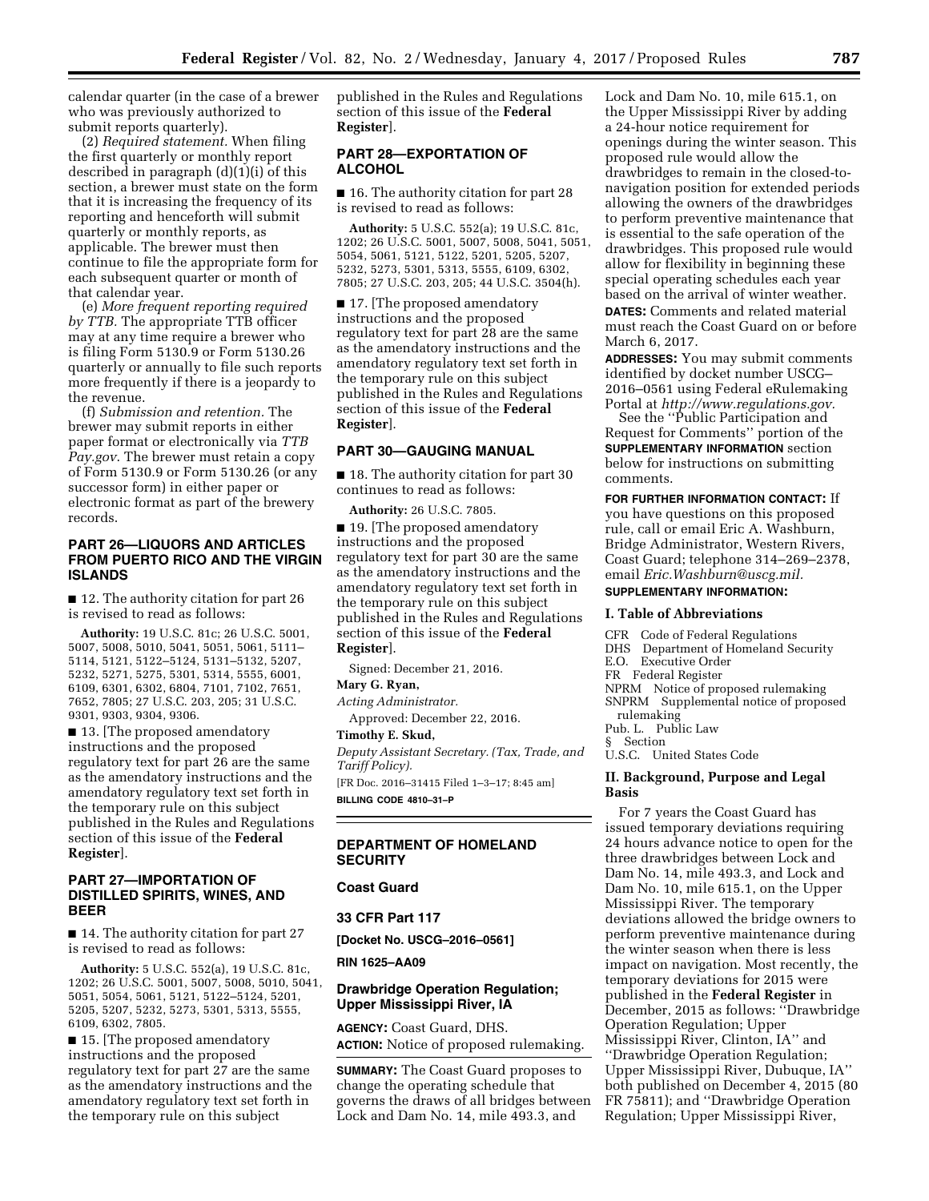calendar quarter (in the case of a brewer who was previously authorized to submit reports quarterly).

(2) *Required statement.* When filing the first quarterly or monthly report described in paragraph (d)(1)(i) of this section, a brewer must state on the form that it is increasing the frequency of its reporting and henceforth will submit quarterly or monthly reports, as applicable. The brewer must then continue to file the appropriate form for each subsequent quarter or month of that calendar year.

(e) *More frequent reporting required by TTB.* The appropriate TTB officer may at any time require a brewer who is filing Form 5130.9 or Form 5130.26 quarterly or annually to file such reports more frequently if there is a jeopardy to the revenue.

(f) *Submission and retention.* The brewer may submit reports in either paper format or electronically via *TTB Pay.gov*. The brewer must retain a copy of Form 5130.9 or Form 5130.26 (or any successor form) in either paper or electronic format as part of the brewery records.

## PART 26—LIQUORS AND ARTICLES FROM PUERTO RICO AND THE VIRGIN ISLANDS

■ 12. The authority citation for part 26 is revised to read as follows:

**Authority:** 19 U.S.C. 81c; 26 U.S.C. 5001, 5007, 5008, 5010, 5041, 5051, 5061, 5111–5114, 5121, 5122–5124, 5131–5132, 5207, 5232, 5271, 5275, 5301, 5314, 5555, 6001, 6109, 6301, 6302, 6804, 7101, 7102, 7651, 7652, 7805; 27 U.S.C. 203, 205; 31 U.S.C. 9301, 9303, 9304, 9306.

■ 13. [The proposed amendatory instructions and the proposed regulatory text for part 26 are the same as the amendatory instructions and the amendatory regulatory text set forth in the temporary rule on this subject published in the Rules and Regulations section of this issue of the **Federal Register**].

## PART 27—IMPORTATION OF DISTILLED SPIRITS, WINES, AND BEER

■ 14. The authority citation for part 27 is revised to read as follows:

**Authority:** 5 U.S.C. 552(a), 19 U.S.C. 81c, 1202; 26 U.S.C. 5001, 5007, 5008, 5010, 5041, 5051, 5054, 5061, 5121, 5122–5124, 5201, 5205, 5207, 5232, 5273, 5301, 5313, 5555, 6109, 6302, 7805.

■ 15. [The proposed amendatory instructions and the proposed regulatory text for part 27 are the same as the amendatory instructions and the amendatory regulatory text set forth in the temporary rule on this subject published in the Rules and Regulations section of this issue of the **Federal Register**].

## PART 28—EXPORTATION OF ALCOHOL

■ 16. The authority citation for part 28 is revised to read as follows:

**Authority:** 5 U.S.C. 552(a); 19 U.S.C. 81c, 1202; 26 U.S.C. 5001, 5007, 5008, 5041, 5051, 5054, 5061, 5121, 5122, 5201, 5205, 5207, 5232, 5273, 5301, 5313, 5555, 6109, 6302, 7805; 27 U.S.C. 203, 205; 44 U.S.C. 3504(h).

■ 17. [The proposed amendatory instructions and the proposed regulatory text for part 28 are the same as the amendatory instructions and the amendatory regulatory text set forth in the temporary rule on this subject published in the Rules and Regulations section of this issue of the **Federal Register**].

## PART 30—GAUGING MANUAL

■ 18. The authority citation for part 30 continues to read as follows:

**Authority:** 26 U.S.C. 7805.

■ 19. [The proposed amendatory instructions and the proposed regulatory text for part 30 are the same as the amendatory instructions and the amendatory regulatory text set forth in the temporary rule on this subject published in the Rules and Regulations section of this issue of the **Federal Register**].

Signed: December 21, 2016.

**Mary G. Ryan,**

*Acting Administrator.*

Approved: December 22, 2016.

**Timothy E. Skud,**

*Deputy Assistant Secretary. (Tax, Trade, and Tariff Policy).*

[FR Doc. 2016–31415 Filed 1–3–17; 8:45 am]

**BILLING CODE 4810–31–P**

---

# DEPARTMENT OF HOMELAND SECURITY

## Coast Guard

## 33 CFR Part 117

**[Docket No. USCG–2016–0561]**

**RIN 1625–AA09**

## Drawbridge Operation Regulation; Upper Mississippi River, IA

**AGENCY:** Coast Guard, DHS.

**ACTION:** Notice of proposed rulemaking.

**SUMMARY:** The Coast Guard proposes to change the operating schedule that governs the draws of all bridges between Lock and Dam No. 14, mile 493.3, and Lock and Dam No. 10, mile 615.1, on the Upper Mississippi River by adding a 24-hour notice requirement for openings during the winter season. This proposed rule would allow the drawbridges to remain in the closed-to-navigation position for extended periods allowing the owners of the drawbridges to perform preventive maintenance that is essential to the safe operation of the drawbridges. This proposed rule would allow for flexibility in beginning these special operating schedules each year based on the arrival of winter weather.

**DATES:** Comments and related material must reach the Coast Guard on or before March 6, 2017.

**ADDRESSES:** You may submit comments identified by docket number USCG–2016–0561 using Federal eRulemaking Portal at *http://www.regulations.gov*.

See the "Public Participation and Request for Comments" portion of the **SUPPLEMENTARY INFORMATION** section below for instructions on submitting comments.

**FOR FURTHER INFORMATION CONTACT:** If you have questions on this proposed rule, call or email Eric A. Washburn, Bridge Administrator, Western Rivers, Coast Guard; telephone 314–269–2378, email *Eric.Washburn@uscg.mil*.

**SUPPLEMENTARY INFORMATION:**

### I. Table of Abbreviations

CFR Code of Federal Regulations
DHS Department of Homeland Security
E.O. Executive Order
FR Federal Register
NPRM Notice of proposed rulemaking
SNPRM Supplemental notice of proposed rulemaking
Pub. L. Public Law
§ Section
U.S.C. United States Code

### II. Background, Purpose and Legal Basis

For 7 years the Coast Guard has issued temporary deviations requiring 24 hours advance notice to open for the three drawbridges between Lock and Dam No. 14, mile 493.3, and Lock and Dam No. 10, mile 615.1, on the Upper Mississippi River. The temporary deviations allowed the bridge owners to perform preventive maintenance during the winter season when there is less impact on navigation. Most recently, the temporary deviations for 2015 were published in the **Federal Register** in December, 2015 as follows: "Drawbridge Operation Regulation; Upper Mississippi River, Clinton, IA" and "Drawbridge Operation Regulation; Upper Mississippi River, Dubuque, IA" both published on December 4, 2015 (80 FR 75811); and "Drawbridge Operation Regulation; Upper Mississippi River,